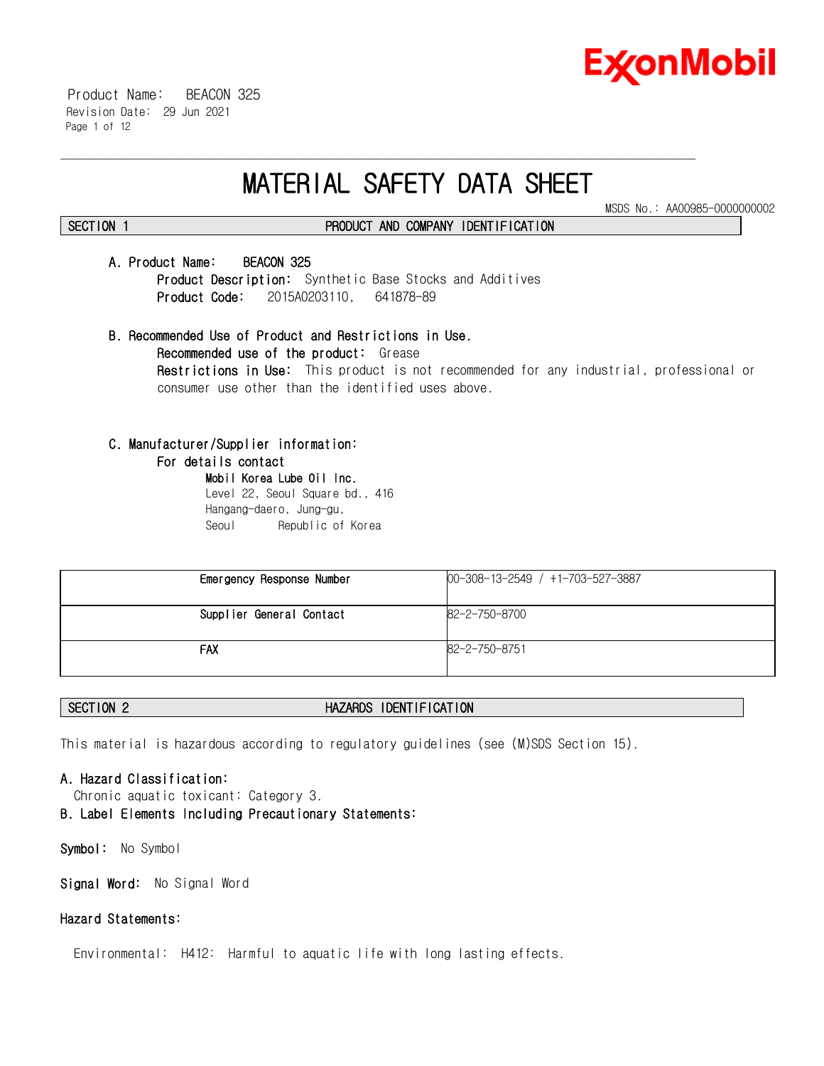# MATERIAL SAFETY DATA SHEET

MSDS No.: AA00985-0000000002

## SECTION 1 PRODUCT AND COMPANY IDENTIFICATION

**A. Product Name:** BEACON 325

**Product Description:** Synthetic Base Stocks and Additives

**Product Code:** 2015A0203110, 641878-89

**B. Recommended Use of Product and Restrictions in Use.**

**Recommended use of the product:** Grease

**Restrictions in Use:** This product is not recommended for any industrial, professional or consumer use other than the identified uses above.

**C. Manufacturer/Supplier information:**

**For details contact**

**Mobil Korea Lube Oil Inc.**
Level 22, Seoul Square bd., 416
Hangang-daero, Jung-gu,
Seoul Republic of Korea

| | |
|---|---|
| Emergency Response Number | 00-308-13-2549 / +1-703-527-3887 |
| Supplier General Contact | 82-2-750-8700 |
| FAX | 82-2-750-8751 |

## SECTION 2 HAZARDS IDENTIFICATION

This material is hazardous according to regulatory guidelines (see (M)SDS Section 15).

**A. Hazard Classification:**

Chronic aquatic toxicant: Category 3.

**B. Label Elements Including Precautionary Statements:**

**Symbol:** No Symbol

**Signal Word:** No Signal Word

**Hazard Statements:**

Environmental: H412: Harmful to aquatic life with long lasting effects.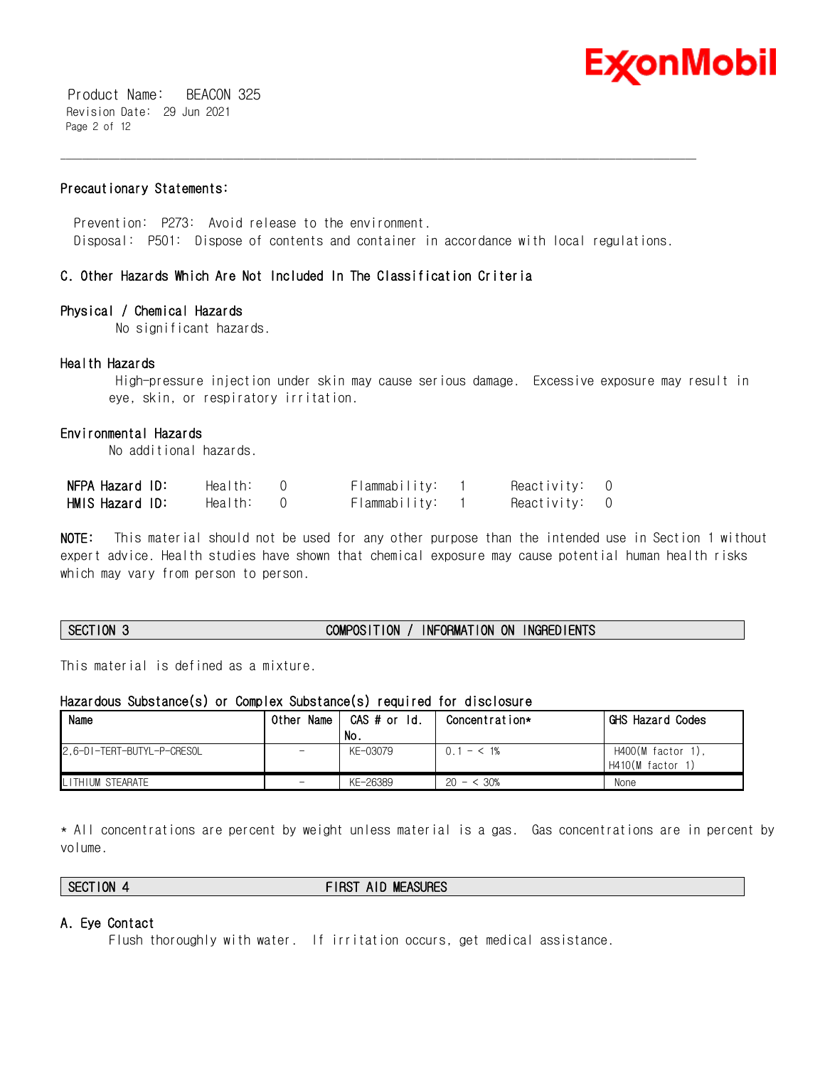**Precautionary Statements:**

Prevention: P273: Avoid release to the environment.
Disposal: P501: Dispose of contents and container in accordance with local regulations.

### C. Other Hazards Which Are Not Included In The Classification Criteria

**Physical / Chemical Hazards**

No significant hazards.

**Health Hazards**

High-pressure injection under skin may cause serious damage. Excessive exposure may result in eye, skin, or respiratory irritation.

**Environmental Hazards**

No additional hazards.

| | | | | | | |
|---|---|---|---|---|---|---|
| **NFPA Hazard ID:** | Health: | 0 | Flammability: | 1 | Reactivity: | 0 |
| **HMIS Hazard ID:** | Health: | 0 | Flammability: | 1 | Reactivity: | 0 |

**NOTE:** This material should not be used for any other purpose than the intended use in Section 1 without expert advice. Health studies have shown that chemical exposure may cause potential human health risks which may vary from person to person.

## SECTION 3 COMPOSITION / INFORMATION ON INGREDIENTS

This material is defined as a mixture.

**Hazardous Substance(s) or Complex Substance(s) required for disclosure**

| Name | Other Name | CAS # or Id. No. | Concentration* | GHS Hazard Codes |
|---|---|---|---|---|
| 2,6-DI-TERT-BUTYL-P-CRESOL | - | KE-03079 | 0.1 - < 1% | H400(M factor 1), H410(M factor 1) |
| LITHIUM STEARATE | - | KE-26389 | 20 - < 30% | None |

* All concentrations are percent by weight unless material is a gas. Gas concentrations are in percent by volume.

## SECTION 4 FIRST AID MEASURES

### A. Eye Contact

Flush thoroughly with water. If irritation occurs, get medical assistance.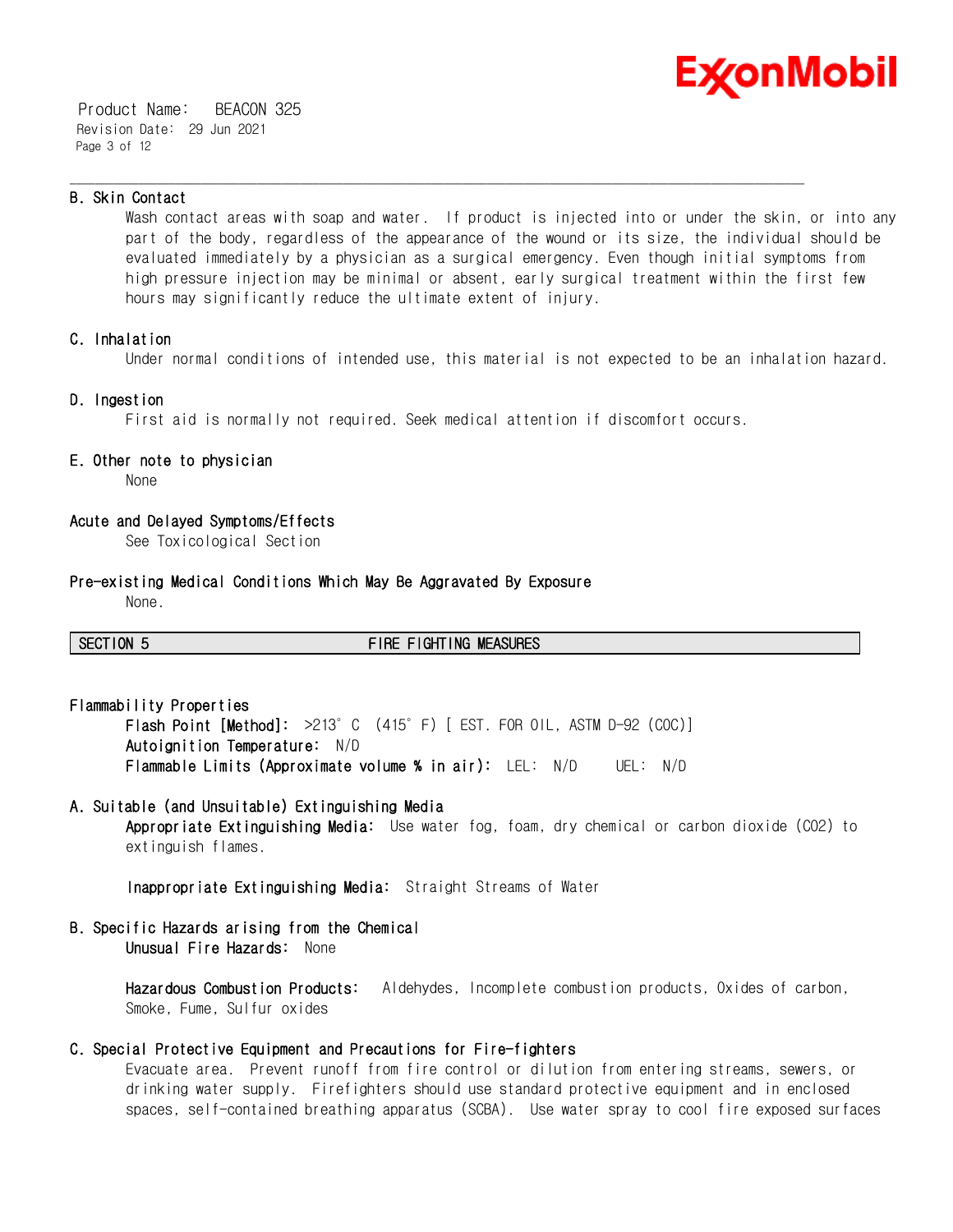### B. Skin Contact

Wash contact areas with soap and water. If product is injected into or under the skin, or into any part of the body, regardless of the appearance of the wound or its size, the individual should be evaluated immediately by a physician as a surgical emergency. Even though initial symptoms from high pressure injection may be minimal or absent, early surgical treatment within the first few hours may significantly reduce the ultimate extent of injury.

### C. Inhalation

Under normal conditions of intended use, this material is not expected to be an inhalation hazard.

### D. Ingestion

First aid is normally not required. Seek medical attention if discomfort occurs.

### E. Other note to physician

None

### Acute and Delayed Symptoms/Effects

See Toxicological Section

### Pre-existing Medical Conditions Which May Be Aggravated By Exposure

None.

## SECTION 5 FIRE FIGHTING MEASURES

### Flammability Properties

**Flash Point [Method]:** >213°C (415°F) [ EST. FOR OIL, ASTM D-92 (COC)]
**Autoignition Temperature:** N/D
**Flammable Limits (Approximate volume % in air):** LEL: N/D UEL: N/D

### A. Suitable (and Unsuitable) Extinguishing Media

**Appropriate Extinguishing Media:** Use water fog, foam, dry chemical or carbon dioxide ($CO_2$) to extinguish flames.

**Inappropriate Extinguishing Media:** Straight Streams of Water

### B. Specific Hazards arising from the Chemical

**Unusual Fire Hazards:** None

**Hazardous Combustion Products:** Aldehydes, Incomplete combustion products, Oxides of carbon, Smoke, Fume, Sulfur oxides

### C. Special Protective Equipment and Precautions for Fire-fighters

Evacuate area. Prevent runoff from fire control or dilution from entering streams, sewers, or drinking water supply. Firefighters should use standard protective equipment and in enclosed spaces, self-contained breathing apparatus (SCBA). Use water spray to cool fire exposed surfaces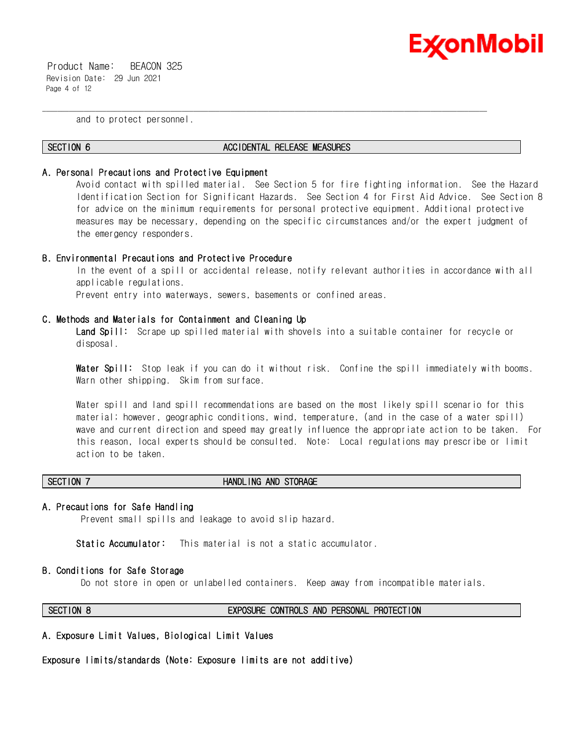and to protect personnel.

## SECTION 6 ACCIDENTAL RELEASE MEASURES

### A. Personal Precautions and Protective Equipment

Avoid contact with spilled material. See Section 5 for fire fighting information. See the Hazard Identification Section for Significant Hazards. See Section 4 for First Aid Advice. See Section 8 for advice on the minimum requirements for personal protective equipment. Additional protective measures may be necessary, depending on the specific circumstances and/or the expert judgment of the emergency responders.

### B. Environmental Precautions and Protective Procedure

In the event of a spill or accidental release, notify relevant authorities in accordance with all applicable regulations.
Prevent entry into waterways, sewers, basements or confined areas.

### C. Methods and Materials for Containment and Cleaning Up

**Land Spill:** Scrape up spilled material with shovels into a suitable container for recycle or disposal.

**Water Spill:** Stop leak if you can do it without risk. Confine the spill immediately with booms. Warn other shipping. Skim from surface.

Water spill and land spill recommendations are based on the most likely spill scenario for this material; however, geographic conditions, wind, temperature, (and in the case of a water spill) wave and current direction and speed may greatly influence the appropriate action to be taken. For this reason, local experts should be consulted. Note: Local regulations may prescribe or limit action to be taken.

## SECTION 7 HANDLING AND STORAGE

### A. Precautions for Safe Handling

Prevent small spills and leakage to avoid slip hazard.

**Static Accumulator:** This material is not a static accumulator.

### B. Conditions for Safe Storage

Do not store in open or unlabelled containers. Keep away from incompatible materials.

## SECTION 8 EXPOSURE CONTROLS AND PERSONAL PROTECTION

### A. Exposure Limit Values, Biological Limit Values

Exposure limits/standards (Note: Exposure limits are not additive)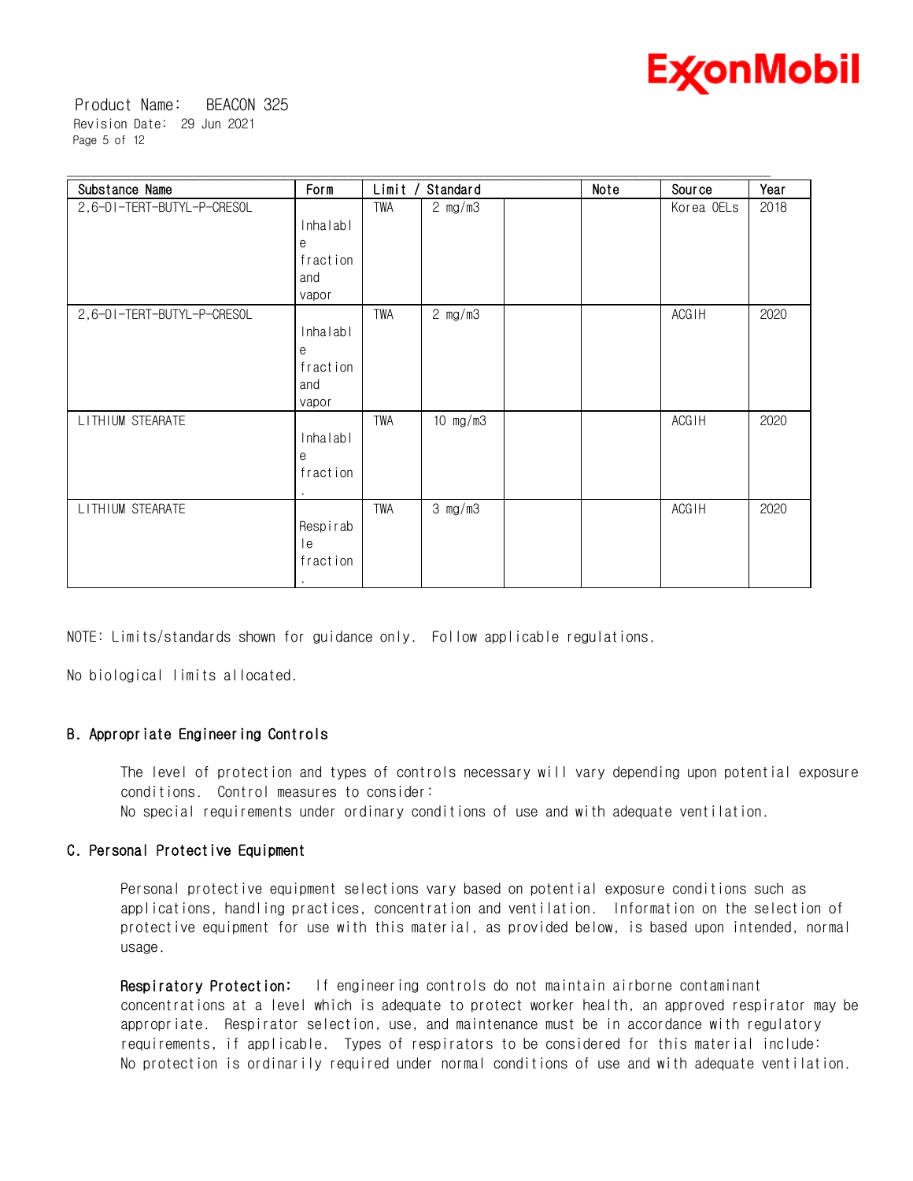| Substance Name | Form | Limit / Standard | | | Note | Source | Year |
|---|---|---|---|---|---|---|---|
| 2,6-DI-TERT-BUTYL-P-CRESOL | Inhalable fraction and vapor | TWA | 2 mg/m3 | | | Korea OELs | 2018 |
| 2,6-DI-TERT-BUTYL-P-CRESOL | Inhalable fraction and vapor | TWA | 2 mg/m3 | | | ACGIH | 2020 |
| LITHIUM STEARATE | Inhalable fraction. | TWA | 10 mg/m3 | | | ACGIH | 2020 |
| LITHIUM STEARATE | Respirable fraction. | TWA | 3 mg/m3 | | | ACGIH | 2020 |

NOTE: Limits/standards shown for guidance only. Follow applicable regulations.

No biological limits allocated.

### B. Appropriate Engineering Controls

The level of protection and types of controls necessary will vary depending upon potential exposure conditions. Control measures to consider:
No special requirements under ordinary conditions of use and with adequate ventilation.

### C. Personal Protective Equipment

Personal protective equipment selections vary based on potential exposure conditions such as applications, handling practices, concentration and ventilation. Information on the selection of protective equipment for use with this material, as provided below, is based upon intended, normal usage.

**Respiratory Protection:** If engineering controls do not maintain airborne contaminant concentrations at a level which is adequate to protect worker health, an approved respirator may be appropriate. Respirator selection, use, and maintenance must be in accordance with regulatory requirements, if applicable. Types of respirators to be considered for this material include:
No protection is ordinarily required under normal conditions of use and with adequate ventilation.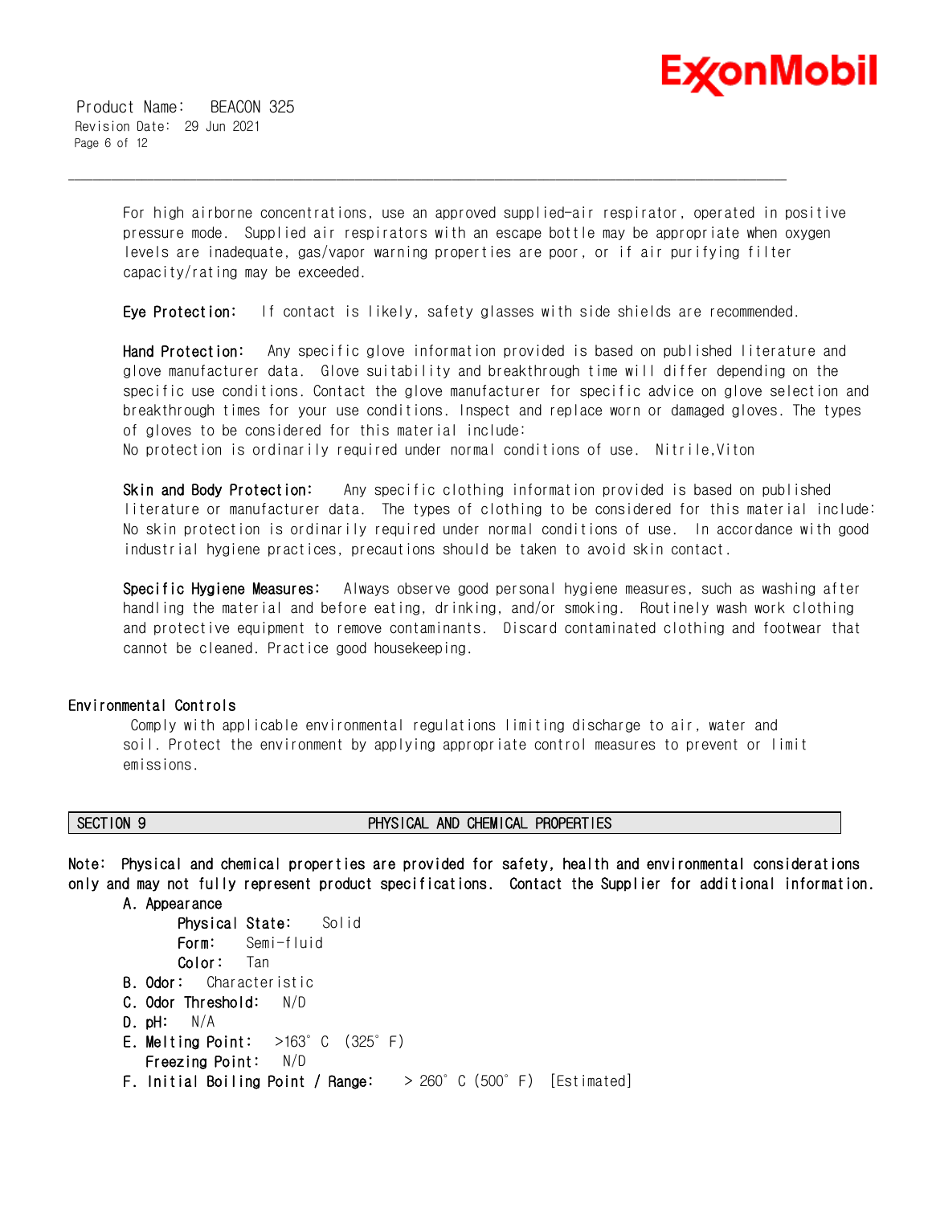For high airborne concentrations, use an approved supplied-air respirator, operated in positive pressure mode. Supplied air respirators with an escape bottle may be appropriate when oxygen levels are inadequate, gas/vapor warning properties are poor, or if air purifying filter capacity/rating may be exceeded.

**Eye Protection:** If contact is likely, safety glasses with side shields are recommended.

**Hand Protection:** Any specific glove information provided is based on published literature and glove manufacturer data. Glove suitability and breakthrough time will differ depending on the specific use conditions. Contact the glove manufacturer for specific advice on glove selection and breakthrough times for your use conditions. Inspect and replace worn or damaged gloves. The types of gloves to be considered for this material include:
No protection is ordinarily required under normal conditions of use. Nitrile,Viton

**Skin and Body Protection:** Any specific clothing information provided is based on published literature or manufacturer data. The types of clothing to be considered for this material include:
No skin protection is ordinarily required under normal conditions of use. In accordance with good industrial hygiene practices, precautions should be taken to avoid skin contact.

**Specific Hygiene Measures:** Always observe good personal hygiene measures, such as washing after handling the material and before eating, drinking, and/or smoking. Routinely wash work clothing and protective equipment to remove contaminants. Discard contaminated clothing and footwear that cannot be cleaned. Practice good housekeeping.

## Environmental Controls

Comply with applicable environmental regulations limiting discharge to air, water and soil. Protect the environment by applying appropriate control measures to prevent or limit emissions.

## SECTION 9 PHYSICAL AND CHEMICAL PROPERTIES

**Note: Physical and chemical properties are provided for safety, health and environmental considerations only and may not fully represent product specifications. Contact the Supplier for additional information.**

**A. Appearance**
- **Physical State:** Solid
- **Form:** Semi-fluid
- **Color:** Tan

**B. Odor:** Characteristic
**C. Odor Threshold:** N/D
**D. pH:** N/A
**E. Melting Point:** >163°C (325°F)
**Freezing Point:** N/D
**F. Initial Boiling Point / Range:** > 260°C (500°F) [Estimated]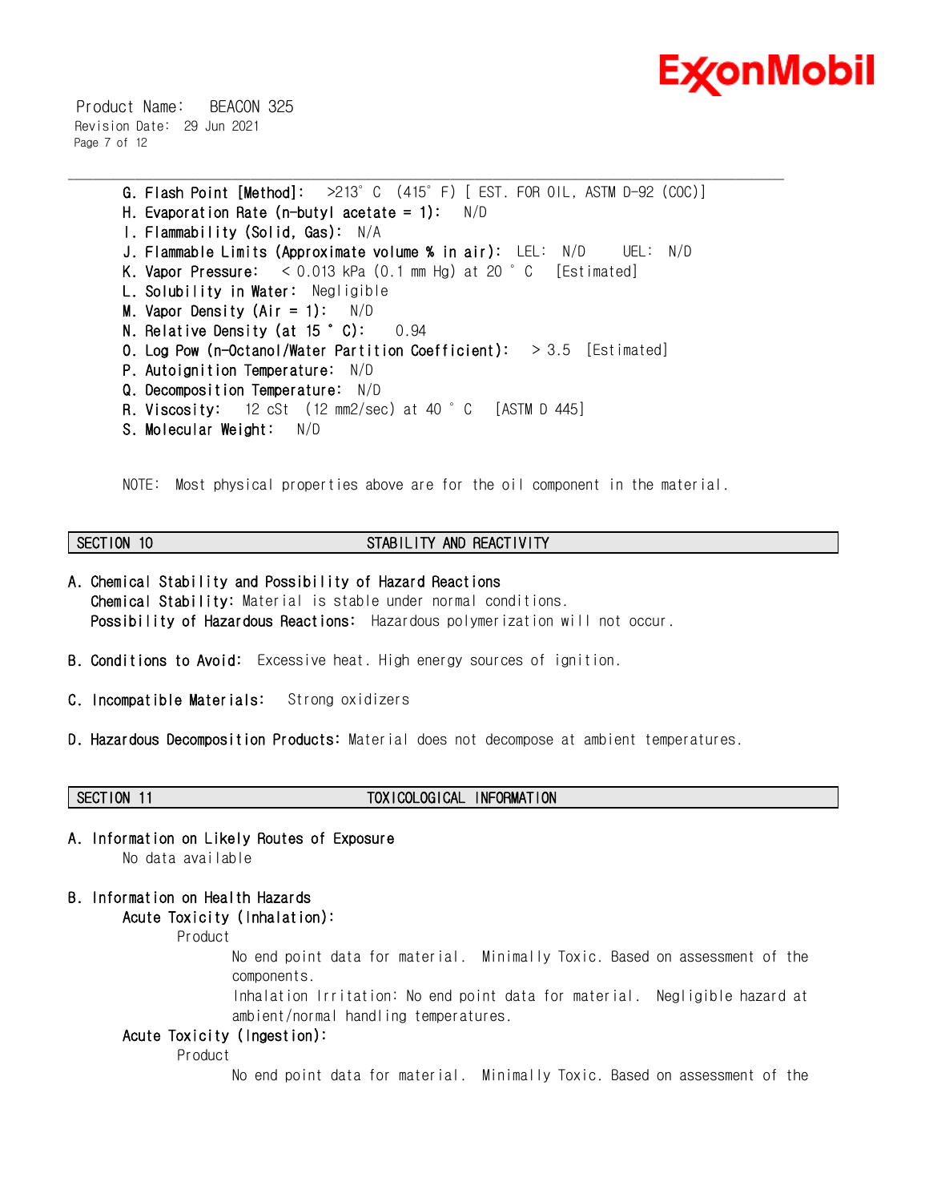G. **Flash Point [Method]:** >213°C (415°F) [ EST. FOR OIL, ASTM D-92 (COC)]
H. **Evaporation Rate (n-butyl acetate = 1):** N/D
I. **Flammability (Solid, Gas):** N/A
J. **Flammable Limits (Approximate volume % in air):** LEL: N/D UEL: N/D
K. **Vapor Pressure:** < 0.013 kPa (0.1 mm Hg) at 20 °C [Estimated]
L. **Solubility in Water:** Negligible
M. **Vapor Density (Air = 1):** N/D
N. **Relative Density (at 15 °C):** 0.94
O. **Log Pow (n-Octanol/Water Partition Coefficient):** > 3.5 [Estimated]
P. **Autoignition Temperature:** N/D
Q. **Decomposition Temperature:** N/D
R. **Viscosity:** 12 cSt (12 mm2/sec) at 40 °C [ASTM D 445]
S. **Molecular Weight:** N/D

NOTE: Most physical properties above are for the oil component in the material.

## SECTION 10 STABILITY AND REACTIVITY

**A. Chemical Stability and Possibility of Hazard Reactions**
**Chemical Stability:** Material is stable under normal conditions.
**Possibility of Hazardous Reactions:** Hazardous polymerization will not occur.

**B. Conditions to Avoid:** Excessive heat. High energy sources of ignition.

**C. Incompatible Materials:** Strong oxidizers

**D. Hazardous Decomposition Products:** Material does not decompose at ambient temperatures.

## SECTION 11 TOXICOLOGICAL INFORMATION

**A. Information on Likely Routes of Exposure**
No data available

**B. Information on Health Hazards**

**Acute Toxicity (Inhalation):**
Product
No end point data for material. Minimally Toxic. Based on assessment of the components.
Inhalation Irritation: No end point data for material. Negligible hazard at ambient/normal handling temperatures.

**Acute Toxicity (Ingestion):**
Product
No end point data for material. Minimally Toxic. Based on assessment of the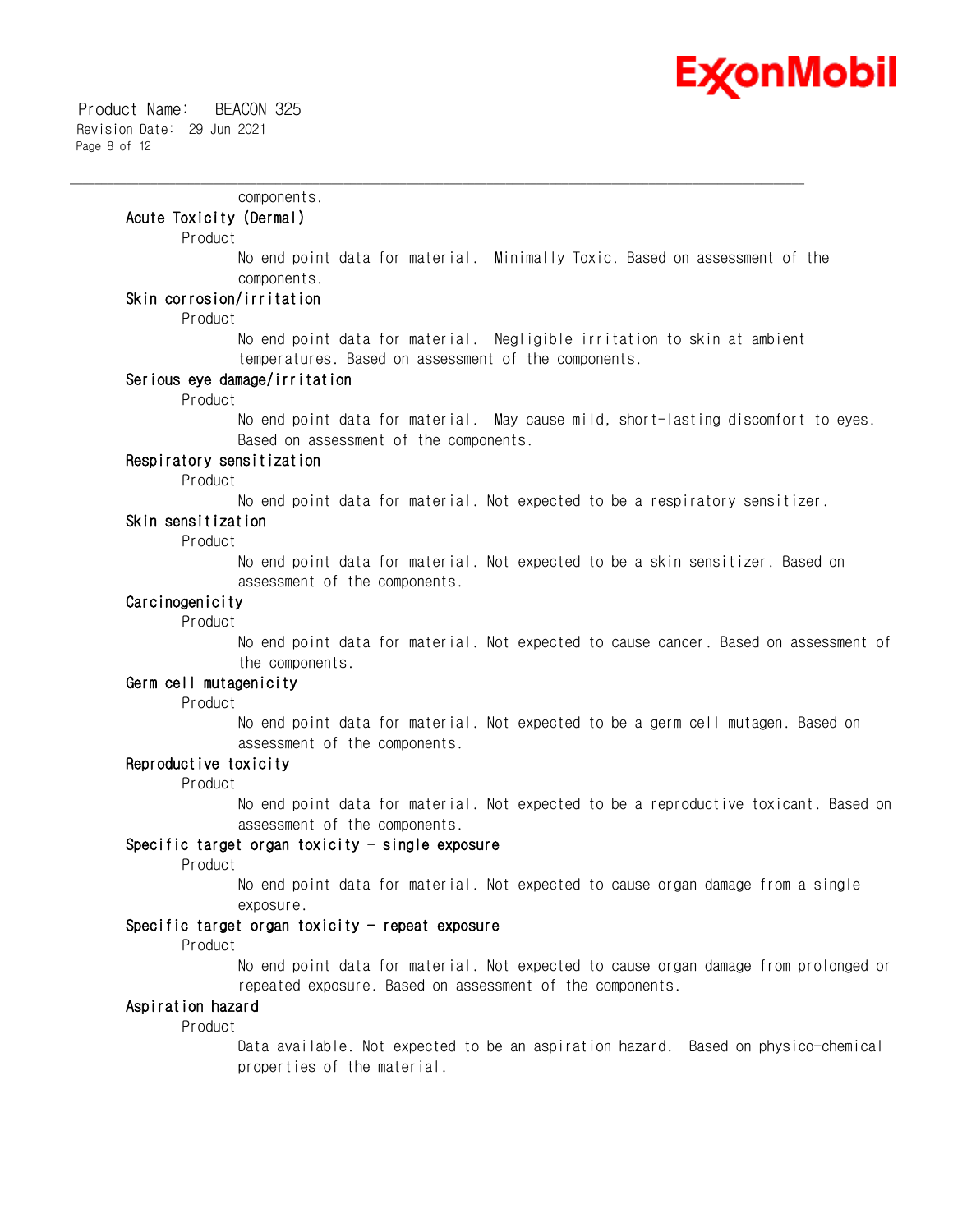components.

### Acute Toxicity (Dermal)

Product

No end point data for material. Minimally Toxic. Based on assessment of the components.

### Skin corrosion/irritation

Product

No end point data for material. Negligible irritation to skin at ambient temperatures. Based on assessment of the components.

### Serious eye damage/irritation

Product

No end point data for material. May cause mild, short-lasting discomfort to eyes. Based on assessment of the components.

### Respiratory sensitization

Product

No end point data for material. Not expected to be a respiratory sensitizer.

### Skin sensitization

Product

No end point data for material. Not expected to be a skin sensitizer. Based on assessment of the components.

### Carcinogenicity

Product

No end point data for material. Not expected to cause cancer. Based on assessment of the components.

### Germ cell mutagenicity

Product

No end point data for material. Not expected to be a germ cell mutagen. Based on assessment of the components.

### Reproductive toxicity

Product

No end point data for material. Not expected to be a reproductive toxicant. Based on assessment of the components.

### Specific target organ toxicity - single exposure

Product

No end point data for material. Not expected to cause organ damage from a single exposure.

### Specific target organ toxicity - repeat exposure

Product

No end point data for material. Not expected to cause organ damage from prolonged or repeated exposure. Based on assessment of the components.

### Aspiration hazard

Product

Data available. Not expected to be an aspiration hazard. Based on physico-chemical properties of the material.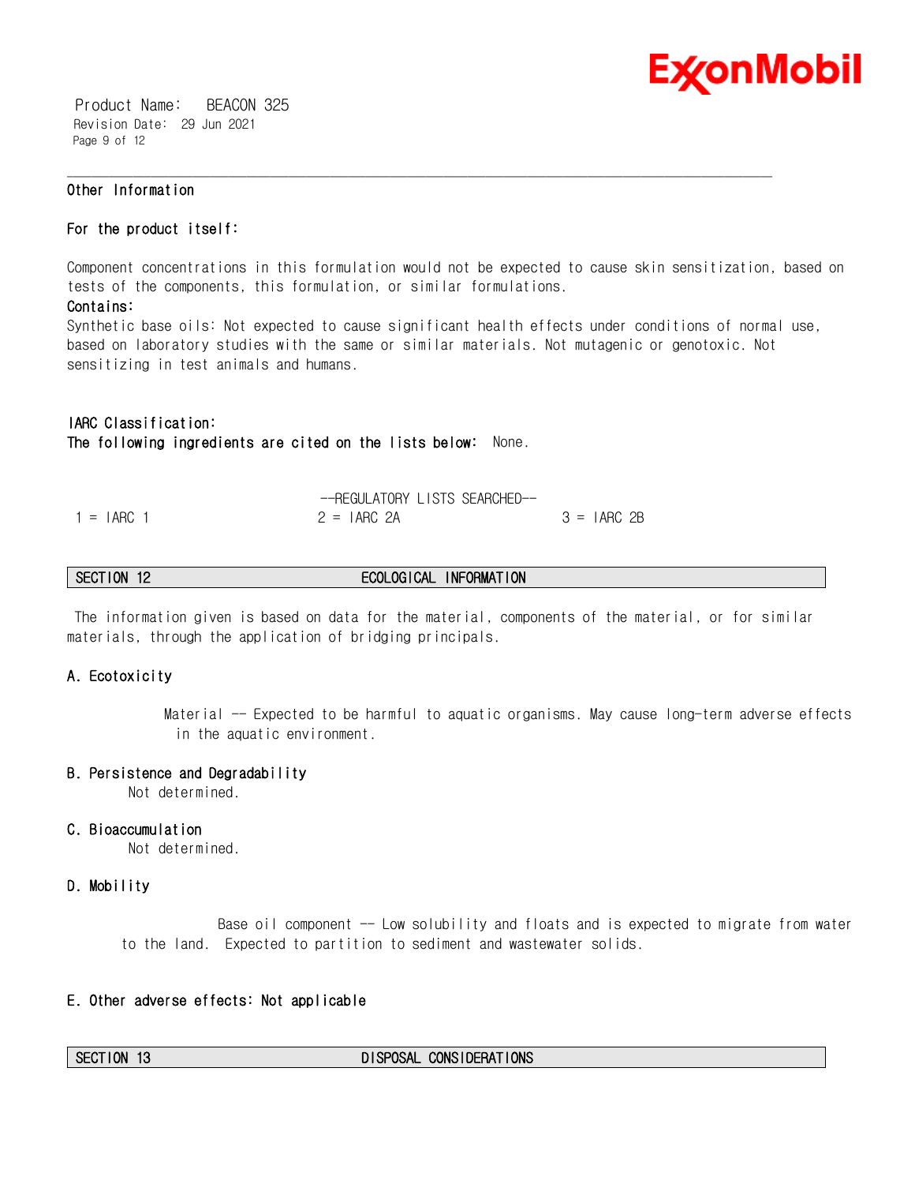**Other Information**

**For the product itself:**

Component concentrations in this formulation would not be expected to cause skin sensitization, based on tests of the components, this formulation, or similar formulations.

**Contains:**

Synthetic base oils: Not expected to cause significant health effects under conditions of normal use, based on laboratory studies with the same or similar materials. Not mutagenic or genotoxic. Not sensitizing in test animals and humans.

**IARC Classification:**

**The following ingredients are cited on the lists below:** None.

--REGULATORY LISTS SEARCHED--

| 1 = IARC 1 | 2 = IARC 2A | 3 = IARC 2B |
|---|---|---|

## SECTION 12 ECOLOGICAL INFORMATION

The information given is based on data for the material, components of the material, or for similar materials, through the application of bridging principals.

**A. Ecotoxicity**

Material -- Expected to be harmful to aquatic organisms. May cause long-term adverse effects in the aquatic environment.

**B. Persistence and Degradability**

Not determined.

**C. Bioaccumulation**

Not determined.

**D. Mobility**

Base oil component -- Low solubility and floats and is expected to migrate from water to the land. Expected to partition to sediment and wastewater solids.

**E. Other adverse effects: Not applicable**

## SECTION 13 DISPOSAL CONSIDERATIONS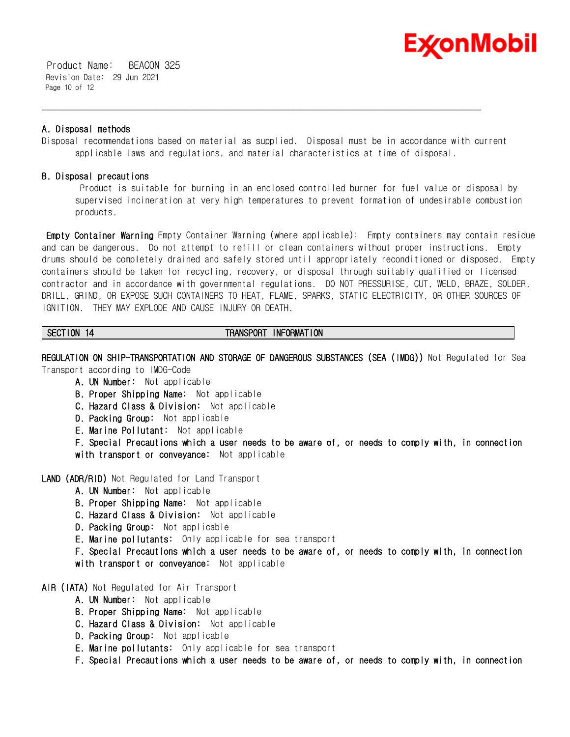**A. Disposal methods**
Disposal recommendations based on material as supplied. Disposal must be in accordance with current applicable laws and regulations, and material characteristics at time of disposal.

**B. Disposal precautions**
Product is suitable for burning in an enclosed controlled burner for fuel value or disposal by supervised incineration at very high temperatures to prevent formation of undesirable combustion products.

**Empty Container Warning** Empty Container Warning (where applicable): Empty containers may contain residue and can be dangerous. Do not attempt to refill or clean containers without proper instructions. Empty drums should be completely drained and safely stored until appropriately reconditioned or disposed. Empty containers should be taken for recycling, recovery, or disposal through suitably qualified or licensed contractor and in accordance with governmental regulations. DO NOT PRESSURISE, CUT, WELD, BRAZE, SOLDER, DRILL, GRIND, OR EXPOSE SUCH CONTAINERS TO HEAT, FLAME, SPARKS, STATIC ELECTRICITY, OR OTHER SOURCES OF IGNITION. THEY MAY EXPLODE AND CAUSE INJURY OR DEATH.

## SECTION 14 TRANSPORT INFORMATION

**REGULATION ON SHIP-TRANSPORTATION AND STORAGE OF DANGEROUS SUBSTANCES (SEA (IMDG))** Not Regulated for Sea Transport according to IMDG-Code

- **A. UN Number:** Not applicable
- **B. Proper Shipping Name:** Not applicable
- **C. Hazard Class & Division:** Not applicable
- **D. Packing Group:** Not applicable
- **E. Marine Pollutant:** Not applicable
- **F. Special Precautions which a user needs to be aware of, or needs to comply with, in connection with transport or conveyance:** Not applicable

**LAND (ADR/RID)** Not Regulated for Land Transport

- **A. UN Number:** Not applicable
- **B. Proper Shipping Name:** Not applicable
- **C. Hazard Class & Division:** Not applicable
- **D. Packing Group:** Not applicable
- **E. Marine pollutants:** Only applicable for sea transport
- **F. Special Precautions which a user needs to be aware of, or needs to comply with, in connection with transport or conveyance:** Not applicable

**AIR (IATA)** Not Regulated for Air Transport

- **A. UN Number:** Not applicable
- **B. Proper Shipping Name:** Not applicable
- **C. Hazard Class & Division:** Not applicable
- **D. Packing Group:** Not applicable
- **E. Marine pollutants:** Only applicable for sea transport
- **F. Special Precautions which a user needs to be aware of, or needs to comply with, in connection**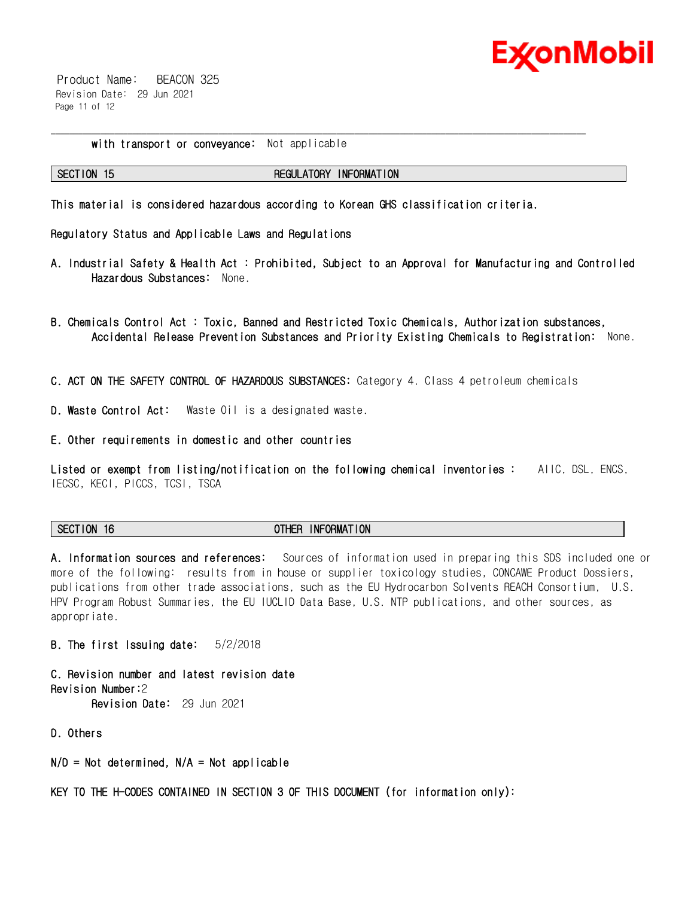**with transport or conveyance:** Not applicable

## SECTION 15 REGULATORY INFORMATION

**This material is considered hazardous according to Korean GHS classification criteria.**

**Regulatory Status and Applicable Laws and Regulations**

**A. Industrial Safety & Health Act : Prohibited, Subject to an Approval for Manufacturing and Controlled Hazardous Substances:** None.

**B. Chemicals Control Act : Toxic, Banned and Restricted Toxic Chemicals, Authorization substances, Accidental Release Prevention Substances and Priority Existing Chemicals to Registration:** None.

**C. ACT ON THE SAFETY CONTROL OF HAZARDOUS SUBSTANCES:** Category 4. Class 4 petroleum chemicals

**D. Waste Control Act:** Waste Oil is a designated waste.

**E. Other requirements in domestic and other countries**

**Listed or exempt from listing/notification on the following chemical inventories :** AIIC, DSL, ENCS, IECSC, KECI, PICCS, TCSI, TSCA

## SECTION 16 OTHER INFORMATION

**A. Information sources and references:** Sources of information used in preparing this SDS included one or more of the following: results from in house or supplier toxicology studies, CONCAWE Product Dossiers, publications from other trade associations, such as the EU Hydrocarbon Solvents REACH Consortium, U.S. HPV Program Robust Summaries, the EU IUCLID Data Base, U.S. NTP publications, and other sources, as appropriate.

**B. The first Issuing date:** 5/2/2018

**C. Revision number and latest revision date**
**Revision Number:**2
**Revision Date:** 29 Jun 2021

**D. Others**

**N/D = Not determined, N/A = Not applicable**

**KEY TO THE H-CODES CONTAINED IN SECTION 3 OF THIS DOCUMENT (for information only):**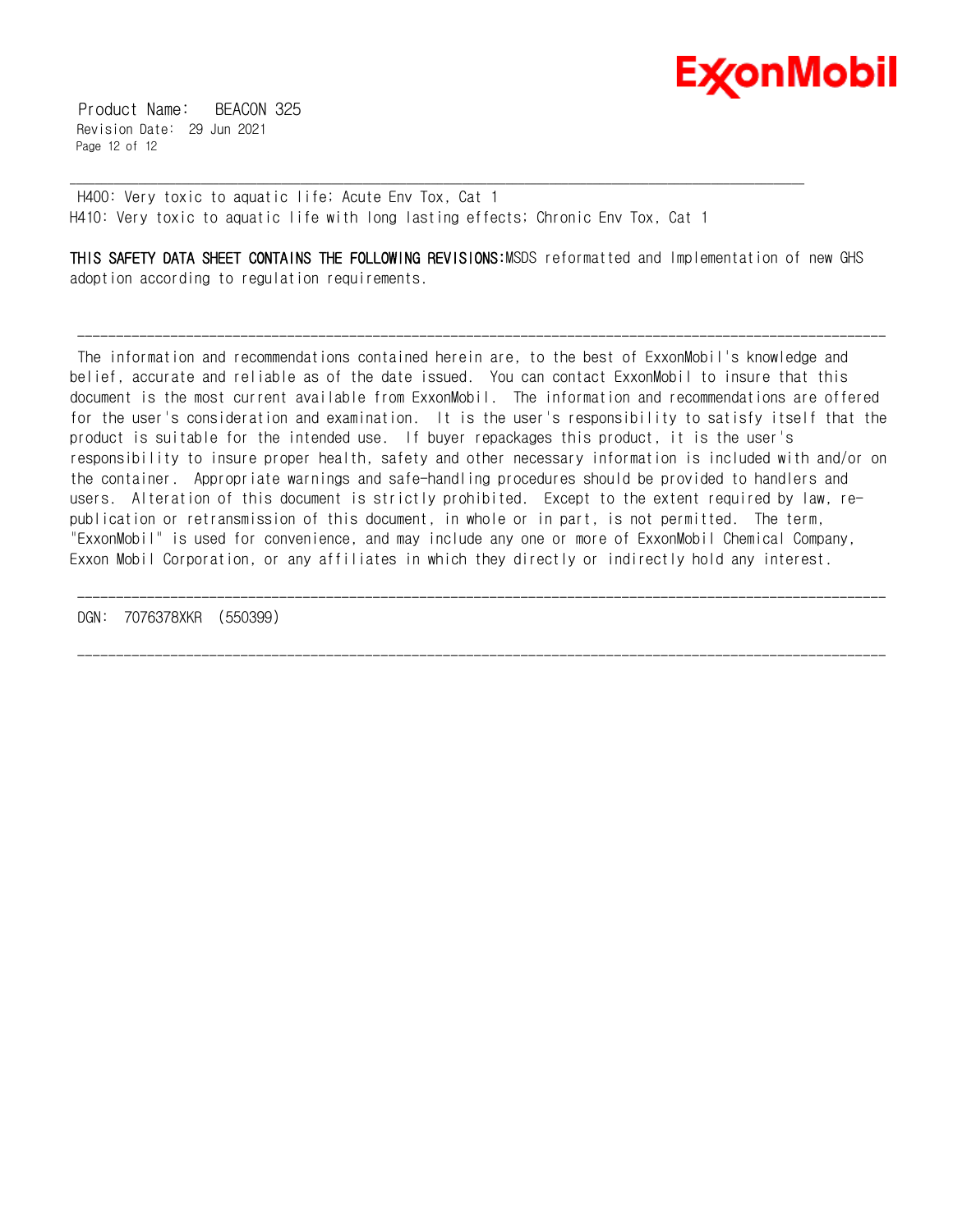H400: Very toxic to aquatic life; Acute Env Tox, Cat 1
H410: Very toxic to aquatic life with long lasting effects; Chronic Env Tox, Cat 1

**THIS SAFETY DATA SHEET CONTAINS THE FOLLOWING REVISIONS:** MSDS reformatted and Implementation of new GHS adoption according to regulation requirements.

---

The information and recommendations contained herein are, to the best of ExxonMobil's knowledge and belief, accurate and reliable as of the date issued. You can contact ExxonMobil to insure that this document is the most current available from ExxonMobil. The information and recommendations are offered for the user's consideration and examination. It is the user's responsibility to satisfy itself that the product is suitable for the intended use. If buyer repackages this product, it is the user's responsibility to insure proper health, safety and other necessary information is included with and/or on the container. Appropriate warnings and safe-handling procedures should be provided to handlers and users. Alteration of this document is strictly prohibited. Except to the extent required by law, re-publication or retransmission of this document, in whole or in part, is not permitted. The term, "ExxonMobil" is used for convenience, and may include any one or more of ExxonMobil Chemical Company, Exxon Mobil Corporation, or any affiliates in which they directly or indirectly hold any interest.

---

DGN: 7076378XKR (550399)

---